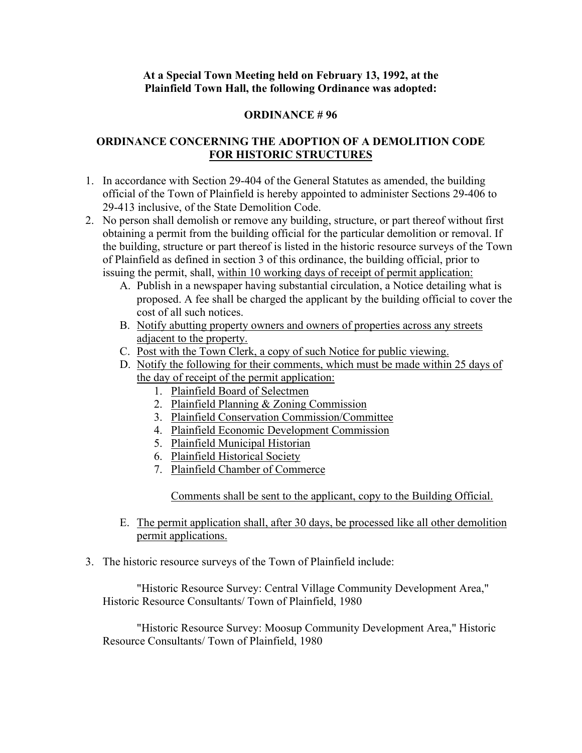**At a Special Town Meeting held on February 13, 1992, at the Plainfield Town Hall, the following Ordinance was adopted:**

# ORDINANCE # 96

## ORDINANCE CONCERNING THE ADOPTION OF A DEMOLITION CODE FOR HISTORIC STRUCTURES

1. In accordance with Section 29-404 of the General Statutes as amended, the building official of the Town of Plainfield is hereby appointed to administer Sections 29-406 to 29-413 inclusive, of the State Demolition Code.
2. No person shall demolish or remove any building, structure, or part thereof without first obtaining a permit from the building official for the particular demolition or removal. If the building, structure or part thereof is listed in the historic resource surveys of the Town of Plainfield as defined in section 3 of this ordinance, the building official, prior to issuing the permit, shall, within 10 working days of receipt of permit application:
   - A. Publish in a newspaper having substantial circulation, a Notice detailing what is proposed. A fee shall be charged the applicant by the building official to cover the cost of all such notices.
   - B. Notify abutting property owners and owners of properties across any streets adjacent to the property.
   - C. Post with the Town Clerk, a copy of such Notice for public viewing.
   - D. Notify the following for their comments, which must be made within 25 days of the day of receipt of the permit application:
     1. Plainfield Board of Selectmen
     2. Plainfield Planning & Zoning Commission
     3. Plainfield Conservation Commission/Committee
     4. Plainfield Economic Development Commission
     5. Plainfield Municipal Historian
     6. Plainfield Historical Society
     7. Plainfield Chamber of Commerce

     Comments shall be sent to the applicant, copy to the Building Official.
   - E. The permit application shall, after 30 days, be processed like all other demolition permit applications.
3. The historic resource surveys of the Town of Plainfield include:

   "Historic Resource Survey: Central Village Community Development Area," Historic Resource Consultants/ Town of Plainfield, 1980

   "Historic Resource Survey: Moosup Community Development Area," Historic Resource Consultants/ Town of Plainfield, 1980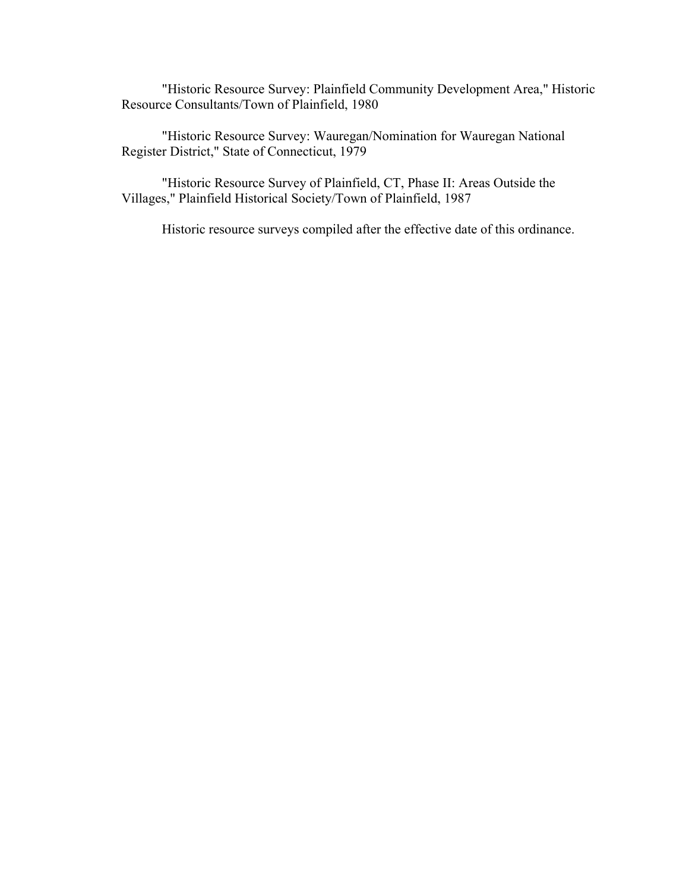"Historic Resource Survey: Plainfield Community Development Area," Historic Resource Consultants/Town of Plainfield, 1980

"Historic Resource Survey: Wauregan/Nomination for Wauregan National Register District," State of Connecticut, 1979

"Historic Resource Survey of Plainfield, CT, Phase II: Areas Outside the Villages," Plainfield Historical Society/Town of Plainfield, 1987

Historic resource surveys compiled after the effective date of this ordinance.